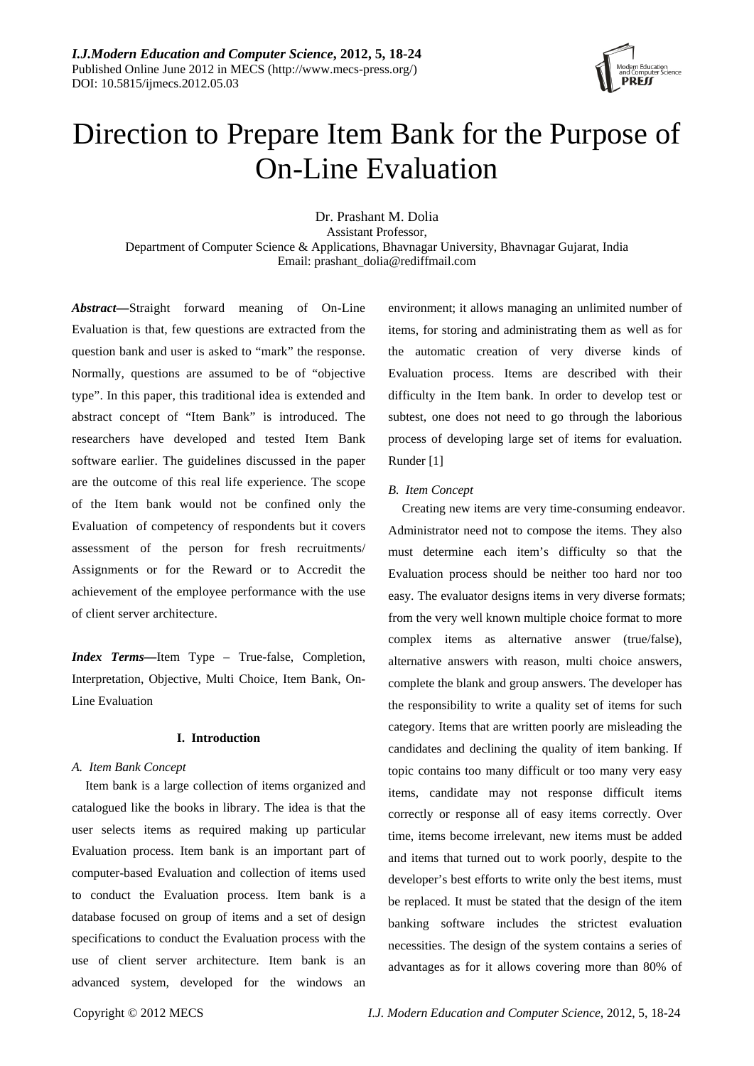# Direction to Prepare Item Bank for the Purpose of On-Line Evaluation

Dr. Prashant M. Dolia
Assistant Professor,
Department of Computer Science & Applications, Bhavnagar University, Bhavnagar Gujarat, India
Email: prashant_dolia@rediffmail.com

***Abstract*—**Straight forward meaning of On-Line Evaluation is that, few questions are extracted from the question bank and user is asked to "mark" the response. Normally, questions are assumed to be of "objective type". In this paper, this traditional idea is extended and abstract concept of "Item Bank" is introduced. The researchers have developed and tested Item Bank software earlier. The guidelines discussed in the paper are the outcome of this real life experience. The scope of the Item bank would not be confined only the Evaluation of competency of respondents but it covers assessment of the person for fresh recruitments/ Assignments or for the Reward or to Accredit the achievement of the employee performance with the use of client server architecture.

***Index Terms*—**Item Type – True-false, Completion, Interpretation, Objective, Multi Choice, Item Bank, On-Line Evaluation

## I. Introduction

### A. Item Bank Concept

Item bank is a large collection of items organized and catalogued like the books in library. The idea is that the user selects items as required making up particular Evaluation process. Item bank is an important part of computer-based Evaluation and collection of items used to conduct the Evaluation process. Item bank is a database focused on group of items and a set of design specifications to conduct the Evaluation process with the use of client server architecture. Item bank is an advanced system, developed for the windows an environment; it allows managing an unlimited number of items, for storing and administrating them as well as for the automatic creation of very diverse kinds of Evaluation process. Items are described with their difficulty in the Item bank. In order to develop test or subtest, one does not need to go through the laborious process of developing large set of items for evaluation. Runder [1]

### B. Item Concept

Creating new items are very time-consuming endeavor. Administrator need not to compose the items. They also must determine each item's difficulty so that the Evaluation process should be neither too hard nor too easy. The evaluator designs items in very diverse formats; from the very well known multiple choice format to more complex items as alternative answer (true/false), alternative answers with reason, multi choice answers, complete the blank and group answers. The developer has the responsibility to write a quality set of items for such category. Items that are written poorly are misleading the candidates and declining the quality of item banking. If topic contains too many difficult or too many very easy items, candidate may not response difficult items correctly or response all of easy items correctly. Over time, items become irrelevant, new items must be added and items that turned out to work poorly, despite to the developer's best efforts to write only the best items, must be replaced. It must be stated that the design of the item banking software includes the strictest evaluation necessities. The design of the system contains a series of advantages as for it allows covering more than 80% of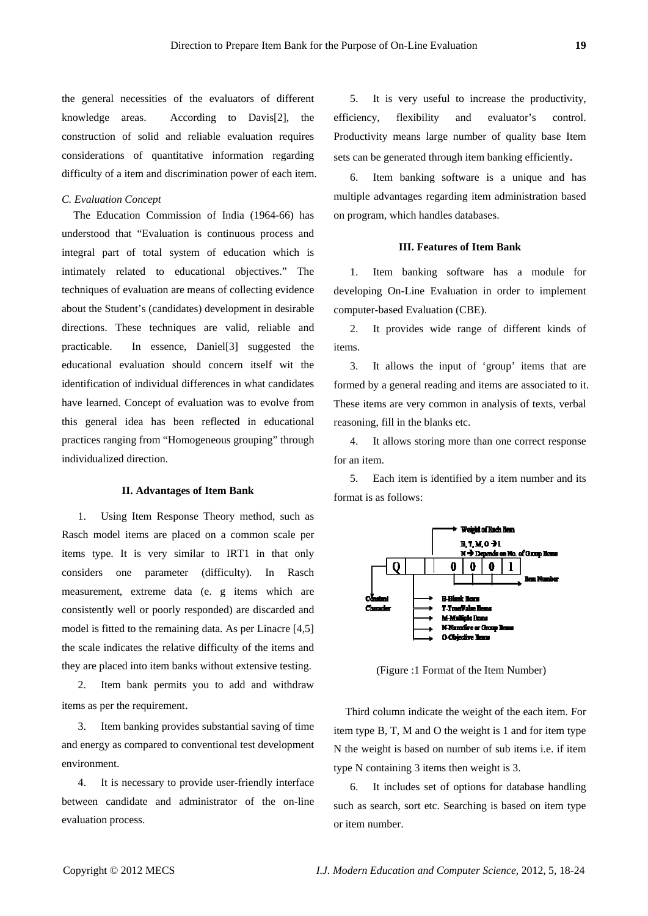the general necessities of the evaluators of different knowledge areas. According to Davis[2], the construction of solid and reliable evaluation requires considerations of quantitative information regarding difficulty of a item and discrimination power of each item.

### *C. Evaluation Concept*

The Education Commission of India (1964-66) has understood that "Evaluation is continuous process and integral part of total system of education which is intimately related to educational objectives." The techniques of evaluation are means of collecting evidence about the Student's (candidates) development in desirable directions. These techniques are valid, reliable and practicable. In essence, Daniel[3] suggested the educational evaluation should concern itself wit the identification of individual differences in what candidates have learned. Concept of evaluation was to evolve from this general idea has been reflected in educational practices ranging from "Homogeneous grouping" through individualized direction.

## II. Advantages of Item Bank

1. Using Item Response Theory method, such as Rasch model items are placed on a common scale per items type. It is very similar to IRT1 in that only considers one parameter (difficulty). In Rasch measurement, extreme data (e. g items which are consistently well or poorly responded) are discarded and model is fitted to the remaining data. As per Linacre [4,5] the scale indicates the relative difficulty of the items and they are placed into item banks without extensive testing.

2. Item bank permits you to add and withdraw items as per the requirement.

3. Item banking provides substantial saving of time and energy as compared to conventional test development environment.

4. It is necessary to provide user-friendly interface between candidate and administrator of the on-line evaluation process.

5. It is very useful to increase the productivity, efficiency, flexibility and evaluator's control. Productivity means large number of quality base Item sets can be generated through item banking efficiently.

6. Item banking software is a unique and has multiple advantages regarding item administration based on program, which handles databases.

## III. Features of Item Bank

1. Item banking software has a module for developing On-Line Evaluation in order to implement computer-based Evaluation (CBE).

2. It provides wide range of different kinds of items.

3. It allows the input of 'group' items that are formed by a general reading and items are associated to it. These items are very common in analysis of texts, verbal reasoning, fill in the blanks etc.

4. It allows storing more than one correct response for an item.

5. Each item is identified by a item number and its format is as follows:

| Q | | | 0 | 0 | 0 | 1 |
|---|---|---|---|---|---|---|

Weight of Each Item: B, T, M, O → 1; N → Depends on No. of Group Items

Constant Character

B-Blank Items
T-True/False Items
M-Multiple Items
N-Narrative or Group Items
O-Objective Items

Item Number

(Figure :1 Format of the Item Number)

Third column indicate the weight of the each item. For item type B, T, M and O the weight is 1 and for item type N the weight is based on number of sub items i.e. if item type N containing 3 items then weight is 3.

6. It includes set of options for database handling such as search, sort etc. Searching is based on item type or item number.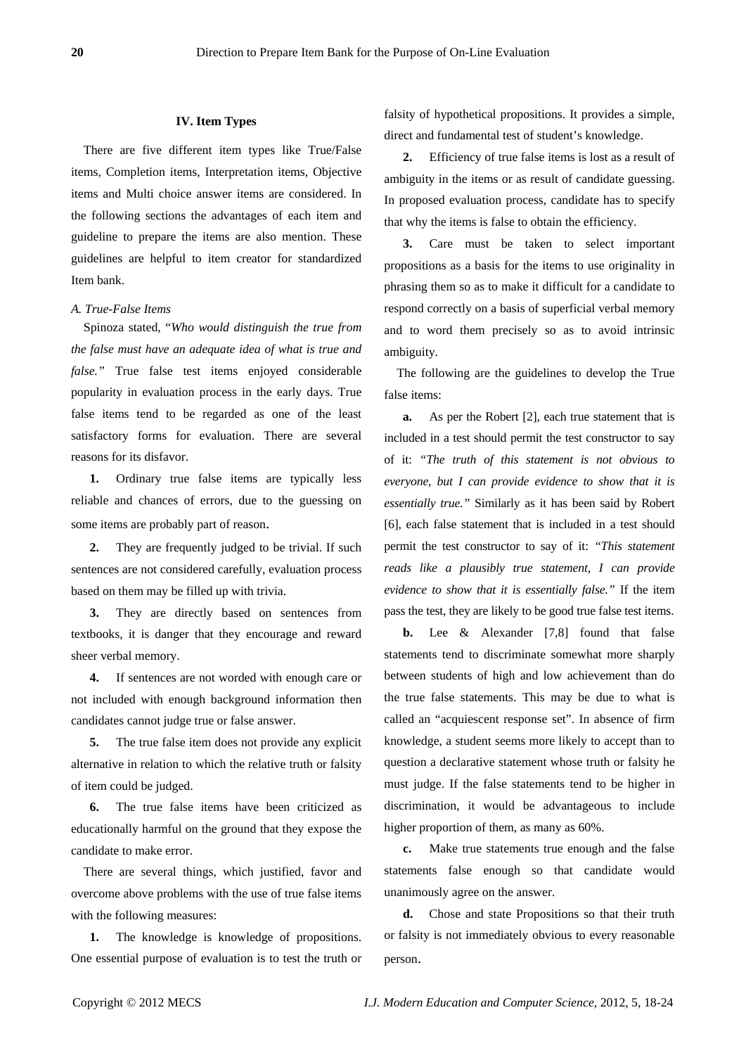## IV. Item Types

There are five different item types like True/False items, Completion items, Interpretation items, Objective items and Multi choice answer items are considered. In the following sections the advantages of each item and guideline to prepare the items are also mention. These guidelines are helpful to item creator for standardized Item bank.

### *A. True-False Items*

Spinoza stated, "*Who would distinguish the true from the false must have an adequate idea of what is true and false.*" True false test items enjoyed considerable popularity in evaluation process in the early days. True false items tend to be regarded as one of the least satisfactory forms for evaluation. There are several reasons for its disfavor.

**1.** Ordinary true false items are typically less reliable and chances of errors, due to the guessing on some items are probably part of reason.

**2.** They are frequently judged to be trivial. If such sentences are not considered carefully, evaluation process based on them may be filled up with trivia.

**3.** They are directly based on sentences from textbooks, it is danger that they encourage and reward sheer verbal memory.

**4.** If sentences are not worded with enough care or not included with enough background information then candidates cannot judge true or false answer.

**5.** The true false item does not provide any explicit alternative in relation to which the relative truth or falsity of item could be judged.

**6.** The true false items have been criticized as educationally harmful on the ground that they expose the candidate to make error.

There are several things, which justified, favor and overcome above problems with the use of true false items with the following measures:

**1.** The knowledge is knowledge of propositions. One essential purpose of evaluation is to test the truth or falsity of hypothetical propositions. It provides a simple, direct and fundamental test of student's knowledge.

**2.** Efficiency of true false items is lost as a result of ambiguity in the items or as result of candidate guessing. In proposed evaluation process, candidate has to specify that why the items is false to obtain the efficiency.

**3.** Care must be taken to select important propositions as a basis for the items to use originality in phrasing them so as to make it difficult for a candidate to respond correctly on a basis of superficial verbal memory and to word them precisely so as to avoid intrinsic ambiguity.

The following are the guidelines to develop the True false items:

**a.** As per the Robert [2], each true statement that is included in a test should permit the test constructor to say of it: "*The truth of this statement is not obvious to everyone, but I can provide evidence to show that it is essentially true.*" Similarly as it has been said by Robert [6], each false statement that is included in a test should permit the test constructor to say of it: "*This statement reads like a plausibly true statement, I can provide evidence to show that it is essentially false.*" If the item pass the test, they are likely to be good true false test items.

**b.** Lee & Alexander [7,8] found that false statements tend to discriminate somewhat more sharply between students of high and low achievement than do the true false statements. This may be due to what is called an "acquiescent response set". In absence of firm knowledge, a student seems more likely to accept than to question a declarative statement whose truth or falsity he must judge. If the false statements tend to be higher in discrimination, it would be advantageous to include higher proportion of them, as many as 60%.

**c.** Make true statements true enough and the false statements false enough so that candidate would unanimously agree on the answer.

**d.** Chose and state Propositions so that their truth or falsity is not immediately obvious to every reasonable person.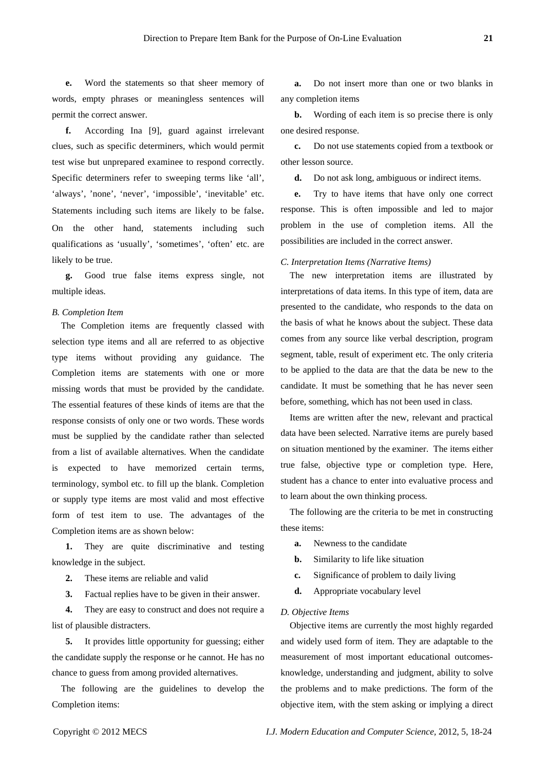**e.** Word the statements so that sheer memory of words, empty phrases or meaningless sentences will permit the correct answer.

**f.** According Ina [9], guard against irrelevant clues, such as specific determiners, which would permit test wise but unprepared examinee to respond correctly. Specific determiners refer to sweeping terms like 'all', 'always', 'none', 'never', 'impossible', 'inevitable' etc. Statements including such items are likely to be false. On the other hand, statements including such qualifications as 'usually', 'sometimes', 'often' etc. are likely to be true.

**g.** Good true false items express single, not multiple ideas.

### *B. Completion Item*

The Completion items are frequently classed with selection type items and all are referred to as objective type items without providing any guidance. The Completion items are statements with one or more missing words that must be provided by the candidate. The essential features of these kinds of items are that the response consists of only one or two words. These words must be supplied by the candidate rather than selected from a list of available alternatives. When the candidate is expected to have memorized certain terms, terminology, symbol etc. to fill up the blank. Completion or supply type items are most valid and most effective form of test item to use. The advantages of the Completion items are as shown below:

**1.** They are quite discriminative and testing knowledge in the subject.

**2.** These items are reliable and valid

**3.** Factual replies have to be given in their answer.

**4.** They are easy to construct and does not require a list of plausible distracters.

**5.** It provides little opportunity for guessing; either the candidate supply the response or he cannot. He has no chance to guess from among provided alternatives.

The following are the guidelines to develop the Completion items:

**a.** Do not insert more than one or two blanks in any completion items

**b.** Wording of each item is so precise there is only one desired response.

**c.** Do not use statements copied from a textbook or other lesson source.

**d.** Do not ask long, ambiguous or indirect items.

**e.** Try to have items that have only one correct response. This is often impossible and led to major problem in the use of completion items. All the possibilities are included in the correct answer.

### *C. Interpretation Items (Narrative Items)*

The new interpretation items are illustrated by interpretations of data items. In this type of item, data are presented to the candidate, who responds to the data on the basis of what he knows about the subject. These data comes from any source like verbal description, program segment, table, result of experiment etc. The only criteria to be applied to the data are that the data be new to the candidate. It must be something that he has never seen before, something, which has not been used in class.

Items are written after the new, relevant and practical data have been selected. Narrative items are purely based on situation mentioned by the examiner. The items either true false, objective type or completion type. Here, student has a chance to enter into evaluative process and to learn about the own thinking process.

The following are the criteria to be met in constructing these items:

**a.** Newness to the candidate

**b.** Similarity to life like situation

**c.** Significance of problem to daily living

**d.** Appropriate vocabulary level

### *D. Objective Items*

Objective items are currently the most highly regarded and widely used form of item. They are adaptable to the measurement of most important educational outcomes-knowledge, understanding and judgment, ability to solve the problems and to make predictions. The form of the objective item, with the stem asking or implying a direct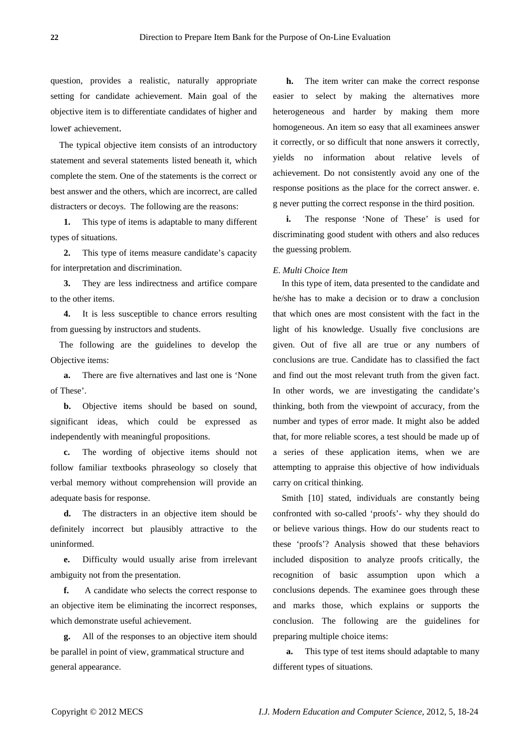question, provides a realistic, naturally appropriate setting for candidate achievement. Main goal of the objective item is to differentiate candidates of higher and lower achievement.

The typical objective item consists of an introductory statement and several statements listed beneath it, which complete the stem. One of the statements is the correct or best answer and the others, which are incorrect, are called distracters or decoys. The following are the reasons:

**1.** This type of items is adaptable to many different types of situations.

**2.** This type of items measure candidate's capacity for interpretation and discrimination.

**3.** They are less indirectness and artifice compare to the other items.

**4.** It is less susceptible to chance errors resulting from guessing by instructors and students.

The following are the guidelines to develop the Objective items:

**a.** There are five alternatives and last one is 'None of These'.

**b.** Objective items should be based on sound, significant ideas, which could be expressed as independently with meaningful propositions.

**c.** The wording of objective items should not follow familiar textbooks phraseology so closely that verbal memory without comprehension will provide an adequate basis for response.

**d.** The distracters in an objective item should be definitely incorrect but plausibly attractive to the uninformed.

**e.** Difficulty would usually arise from irrelevant ambiguity not from the presentation.

**f.** A candidate who selects the correct response to an objective item be eliminating the incorrect responses, which demonstrate useful achievement.

**g.** All of the responses to an objective item should be parallel in point of view, grammatical structure and general appearance.

**h.** The item writer can make the correct response easier to select by making the alternatives more heterogeneous and harder by making them more homogeneous. An item so easy that all examinees answer it correctly, or so difficult that none answers it correctly, yields no information about relative levels of achievement. Do not consistently avoid any one of the response positions as the place for the correct answer. e. g never putting the correct response in the third position.

**i.** The response 'None of These' is used for discriminating good student with others and also reduces the guessing problem.

*E. Multi Choice Item*

In this type of item, data presented to the candidate and he/she has to make a decision or to draw a conclusion that which ones are most consistent with the fact in the light of his knowledge. Usually five conclusions are given. Out of five all are true or any numbers of conclusions are true. Candidate has to classified the fact and find out the most relevant truth from the given fact. In other words, we are investigating the candidate's thinking, both from the viewpoint of accuracy, from the number and types of error made. It might also be added that, for more reliable scores, a test should be made up of a series of these application items, when we are attempting to appraise this objective of how individuals carry on critical thinking.

Smith [10] stated, individuals are constantly being confronted with so-called 'proofs'- why they should do or believe various things. How do our students react to these 'proofs'? Analysis showed that these behaviors included disposition to analyze proofs critically, the recognition of basic assumption upon which a conclusions depends. The examinee goes through these and marks those, which explains or supports the conclusion. The following are the guidelines for preparing multiple choice items:

**a.** This type of test items should adaptable to many different types of situations.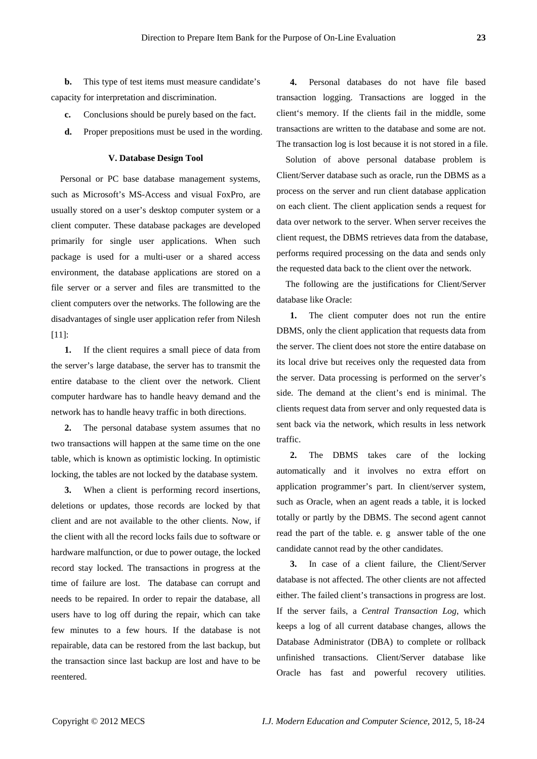**b.** This type of test items must measure candidate's capacity for interpretation and discrimination.

**c.** Conclusions should be purely based on the fact.

**d.** Proper prepositions must be used in the wording.

### V. Database Design Tool

Personal or PC base database management systems, such as Microsoft's MS-Access and visual FoxPro, are usually stored on a user's desktop computer system or a client computer. These database packages are developed primarily for single user applications. When such package is used for a multi-user or a shared access environment, the database applications are stored on a file server or a server and files are transmitted to the client computers over the networks. The following are the disadvantages of single user application refer from Nilesh [11]:

**1.** If the client requires a small piece of data from the server's large database, the server has to transmit the entire database to the client over the network. Client computer hardware has to handle heavy demand and the network has to handle heavy traffic in both directions.

**2.** The personal database system assumes that no two transactions will happen at the same time on the one table, which is known as optimistic locking. In optimistic locking, the tables are not locked by the database system.

**3.** When a client is performing record insertions, deletions or updates, those records are locked by that client and are not available to the other clients. Now, if the client with all the record locks fails due to software or hardware malfunction, or due to power outage, the locked record stay locked. The transactions in progress at the time of failure are lost. The database can corrupt and needs to be repaired. In order to repair the database, all users have to log off during the repair, which can take few minutes to a few hours. If the database is not repairable, data can be restored from the last backup, but the transaction since last backup are lost and have to be reentered.

**4.** Personal databases do not have file based transaction logging. Transactions are logged in the client's memory. If the clients fail in the middle, some transactions are written to the database and some are not. The transaction log is lost because it is not stored in a file.

Solution of above personal database problem is Client/Server database such as oracle, run the DBMS as a process on the server and run client database application on each client. The client application sends a request for data over network to the server. When server receives the client request, the DBMS retrieves data from the database, performs required processing on the data and sends only the requested data back to the client over the network.

The following are the justifications for Client/Server database like Oracle:

**1.** The client computer does not run the entire DBMS, only the client application that requests data from the server. The client does not store the entire database on its local drive but receives only the requested data from the server. Data processing is performed on the server's side. The demand at the client's end is minimal. The clients request data from server and only requested data is sent back via the network, which results in less network traffic.

**2.** The DBMS takes care of the locking automatically and it involves no extra effort on application programmer's part. In client/server system, such as Oracle, when an agent reads a table, it is locked totally or partly by the DBMS. The second agent cannot read the part of the table. e. g answer table of the one candidate cannot read by the other candidates.

**3.** In case of a client failure, the Client/Server database is not affected. The other clients are not affected either. The failed client's transactions in progress are lost. If the server fails, a *Central Transaction Log*, which keeps a log of all current database changes, allows the Database Administrator (DBA) to complete or rollback unfinished transactions. Client/Server database like Oracle has fast and powerful recovery utilities.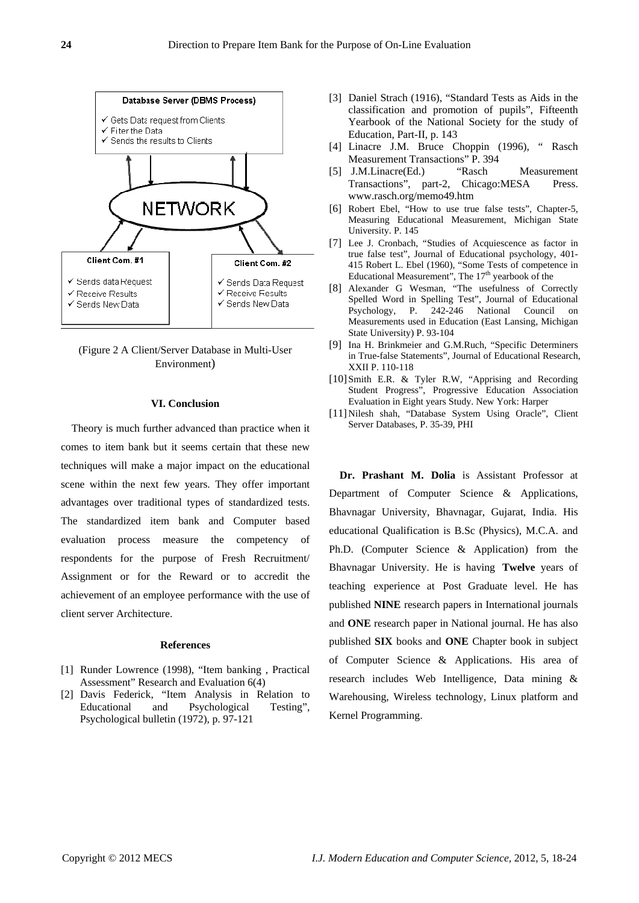Database Server (DBMS Process)
✓ Gets Data request from Clients
✓ Fiter the Data
✓ Sends the results to Clients

NETWORK

Client Com. #1
✓ Sends data Request
✓ Receive Results
✓ Sends New Data

Client Com. #2
✓ Sends Data Request
✓ Receive Results
✓ Sends New Data

(Figure 2 A Client/Server Database in Multi-User Environment)

## VI. Conclusion

Theory is much further advanced than practice when it comes to item bank but it seems certain that these new techniques will make a major impact on the educational scene within the next few years. They offer important advantages over traditional types of standardized tests. The standardized item bank and Computer based evaluation process measure the competency of respondents for the purpose of Fresh Recruitment/ Assignment or for the Reward or to accredit the achievement of an employee performance with the use of client server Architecture.

## References

[1] Runder Lowrence (1998), "Item banking , Practical Assessment" Research and Evaluation 6(4)

[2] Davis Federick, "Item Analysis in Relation to Educational and Psychological Testing", Psychological bulletin (1972), p. 97-121

[3] Daniel Strach (1916), "Standard Tests as Aids in the classification and promotion of pupils", Fifteenth Yearbook of the National Society for the study of Education, Part-II, p. 143

[4] Linacre J.M. Bruce Choppin (1996), " Rasch Measurement Transactions" P. 394

[5] J.M.Linacre(Ed.) "Rasch Measurement Transactions", part-2, Chicago:MESA Press. www.rasch.org/memo49.htm

[6] Robert Ebel, "How to use true false tests", Chapter-5, Measuring Educational Measurement, Michigan State University. P. 145

[7] Lee J. Cronbach, "Studies of Acquiescence as factor in true false test", Journal of Educational psychology, 401-415 Robert L. Ebel (1960), "Some Tests of competence in Educational Measurement", The 17th yearbook of the

[8] Alexander G Wesman, "The usefulness of Correctly Spelled Word in Spelling Test", Journal of Educational Psychology, P. 242-246 National Council on Measurements used in Education (East Lansing, Michigan State University) P. 93-104

[9] Ina H. Brinkmeier and G.M.Ruch, "Specific Determiners in True-false Statements", Journal of Educational Research, XXII P. 110-118

[10] Smith E.R. & Tyler R.W, "Apprising and Recording Student Progress", Progressive Education Association Evaluation in Eight years Study. New York: Harper

[11] Nilesh shah, "Database System Using Oracle", Client Server Databases, P. 35-39, PHI

**Dr. Prashant M. Dolia** is Assistant Professor at Department of Computer Science & Applications, Bhavnagar University, Bhavnagar, Gujarat, India. His educational Qualification is B.Sc (Physics), M.C.A. and Ph.D. (Computer Science & Application) from the Bhavnagar University. He is having **Twelve** years of teaching experience at Post Graduate level. He has published **NINE** research papers in International journals and **ONE** research paper in National journal. He has also published **SIX** books and **ONE** Chapter book in subject of Computer Science & Applications. His area of research includes Web Intelligence, Data mining & Warehousing, Wireless technology, Linux platform and Kernel Programming.